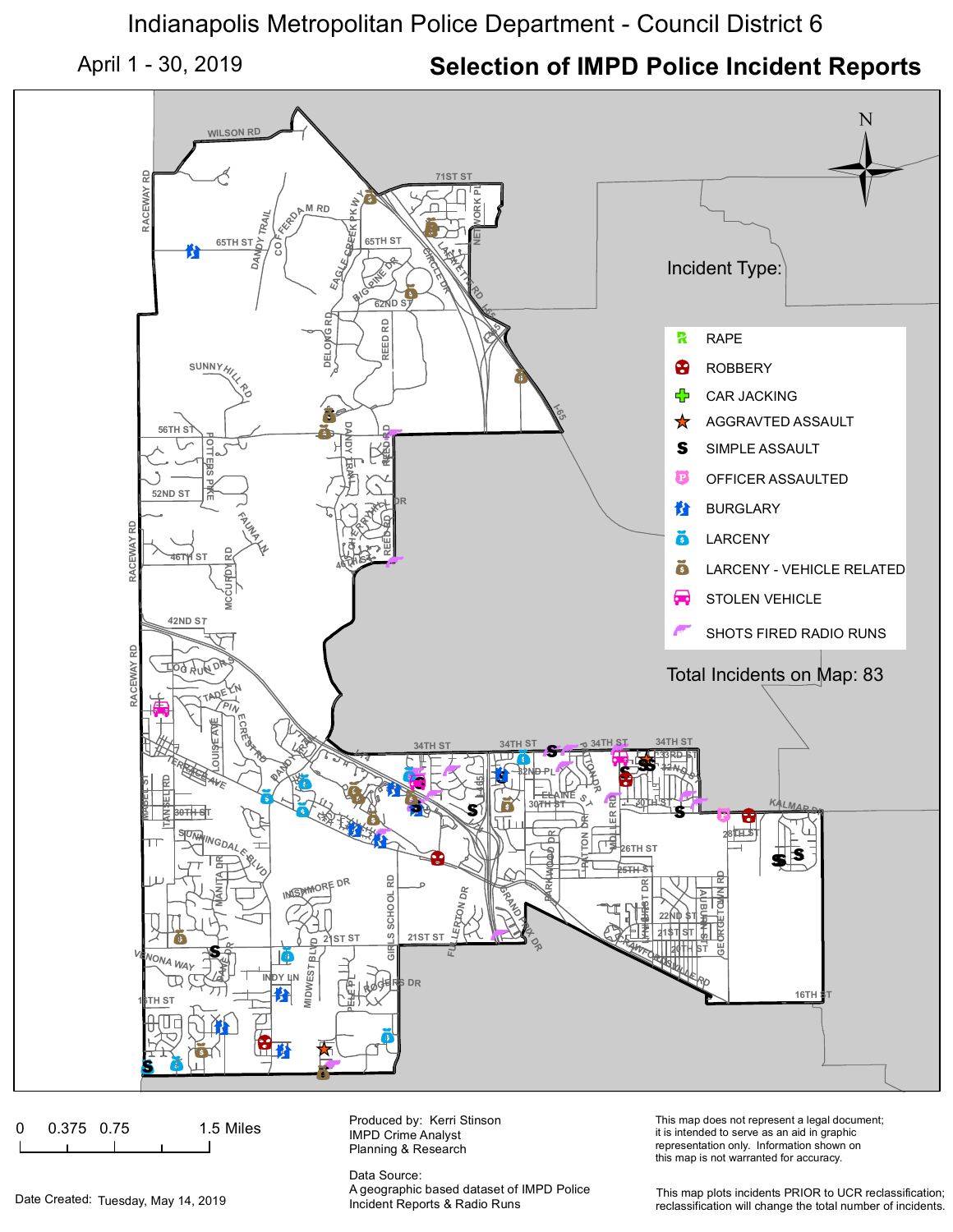# Indianapolis Metropolitan Police Department - Council District 6

April 1 - 30, 2019

## Selection of IMPD Police Incident Reports

Incident Type:

- RAPE
- ROBBERY
- CAR JACKING
- AGGRAVTED ASSAULT
- SIMPLE ASSAULT
- OFFICER ASSAULTED
- BURGLARY
- LARCENY
- LARCENY - VEHICLE RELATED
- STOLEN VEHICLE
- SHOTS FIRED RADIO RUNS

Total Incidents on Map: 83

0 0.375 0.75 1.5 Miles

Date Created: Tuesday, May 14, 2019

Produced by: Kerri Stinson
IMPD Crime Analyst
Planning & Research

Data Source:
A geographic based dataset of IMPD Police Incident Reports & Radio Runs

This map does not represent a legal document; it is intended to serve as an aid in graphic representation only. Information shown on this map is not warranted for accuracy.

This map plots incidents PRIOR to UCR reclassification; reclassification will change the total number of incidents.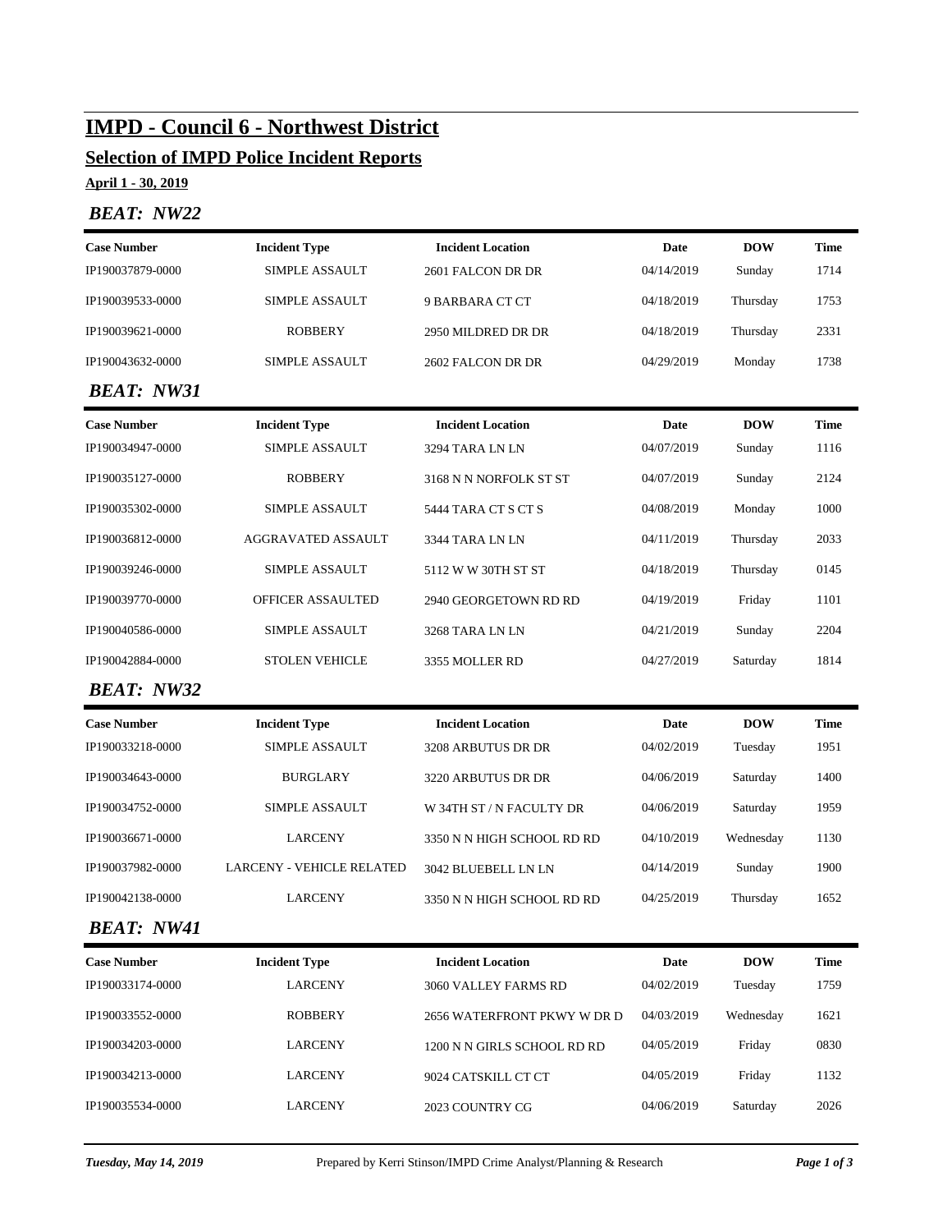# IMPD - Council 6 - Northwest District

## Selection of IMPD Police Incident Reports

**April 1 - 30, 2019**

### *BEAT: NW22*

| Case Number | Incident Type | Incident Location | Date | DOW | Time |
|---|---|---|---|---|---|
| IP190037879-0000 | SIMPLE ASSAULT | 2601 FALCON DR DR | 04/14/2019 | Sunday | 1714 |
| IP190039533-0000 | SIMPLE ASSAULT | 9 BARBARA CT CT | 04/18/2019 | Thursday | 1753 |
| IP190039621-0000 | ROBBERY | 2950 MILDRED DR DR | 04/18/2019 | Thursday | 2331 |
| IP190043632-0000 | SIMPLE ASSAULT | 2602 FALCON DR DR | 04/29/2019 | Monday | 1738 |

### *BEAT: NW31*

| Case Number | Incident Type | Incident Location | Date | DOW | Time |
|---|---|---|---|---|---|
| IP190034947-0000 | SIMPLE ASSAULT | 3294 TARA LN LN | 04/07/2019 | Sunday | 1116 |
| IP190035127-0000 | ROBBERY | 3168 N N NORFOLK ST ST | 04/07/2019 | Sunday | 2124 |
| IP190035302-0000 | SIMPLE ASSAULT | 5444 TARA CT S CT S | 04/08/2019 | Monday | 1000 |
| IP190036812-0000 | AGGRAVATED ASSAULT | 3344 TARA LN LN | 04/11/2019 | Thursday | 2033 |
| IP190039246-0000 | SIMPLE ASSAULT | 5112 W W 30TH ST ST | 04/18/2019 | Thursday | 0145 |
| IP190039770-0000 | OFFICER ASSAULTED | 2940 GEORGETOWN RD RD | 04/19/2019 | Friday | 1101 |
| IP190040586-0000 | SIMPLE ASSAULT | 3268 TARA LN LN | 04/21/2019 | Sunday | 2204 |
| IP190042884-0000 | STOLEN VEHICLE | 3355 MOLLER RD | 04/27/2019 | Saturday | 1814 |

### *BEAT: NW32*

| Case Number | Incident Type | Incident Location | Date | DOW | Time |
|---|---|---|---|---|---|
| IP190033218-0000 | SIMPLE ASSAULT | 3208 ARBUTUS DR DR | 04/02/2019 | Tuesday | 1951 |
| IP190034643-0000 | BURGLARY | 3220 ARBUTUS DR DR | 04/06/2019 | Saturday | 1400 |
| IP190034752-0000 | SIMPLE ASSAULT | W 34TH ST / N FACULTY DR | 04/06/2019 | Saturday | 1959 |
| IP190036671-0000 | LARCENY | 3350 N N HIGH SCHOOL RD RD | 04/10/2019 | Wednesday | 1130 |
| IP190037982-0000 | LARCENY - VEHICLE RELATED | 3042 BLUEBELL LN LN | 04/14/2019 | Sunday | 1900 |
| IP190042138-0000 | LARCENY | 3350 N N HIGH SCHOOL RD RD | 04/25/2019 | Thursday | 1652 |

### *BEAT: NW41*

| Case Number | Incident Type | Incident Location | Date | DOW | Time |
|---|---|---|---|---|---|
| IP190033174-0000 | LARCENY | 3060 VALLEY FARMS RD | 04/02/2019 | Tuesday | 1759 |
| IP190033552-0000 | ROBBERY | 2656 WATERFRONT PKWY W DR D | 04/03/2019 | Wednesday | 1621 |
| IP190034203-0000 | LARCENY | 1200 N N GIRLS SCHOOL RD RD | 04/05/2019 | Friday | 0830 |
| IP190034213-0000 | LARCENY | 9024 CATSKILL CT CT | 04/05/2019 | Friday | 1132 |
| IP190035534-0000 | LARCENY | 2023 COUNTRY CG | 04/06/2019 | Saturday | 2026 |

*Tuesday, May 14, 2019* Prepared by Kerri Stinson/IMPD Crime Analyst/Planning & Research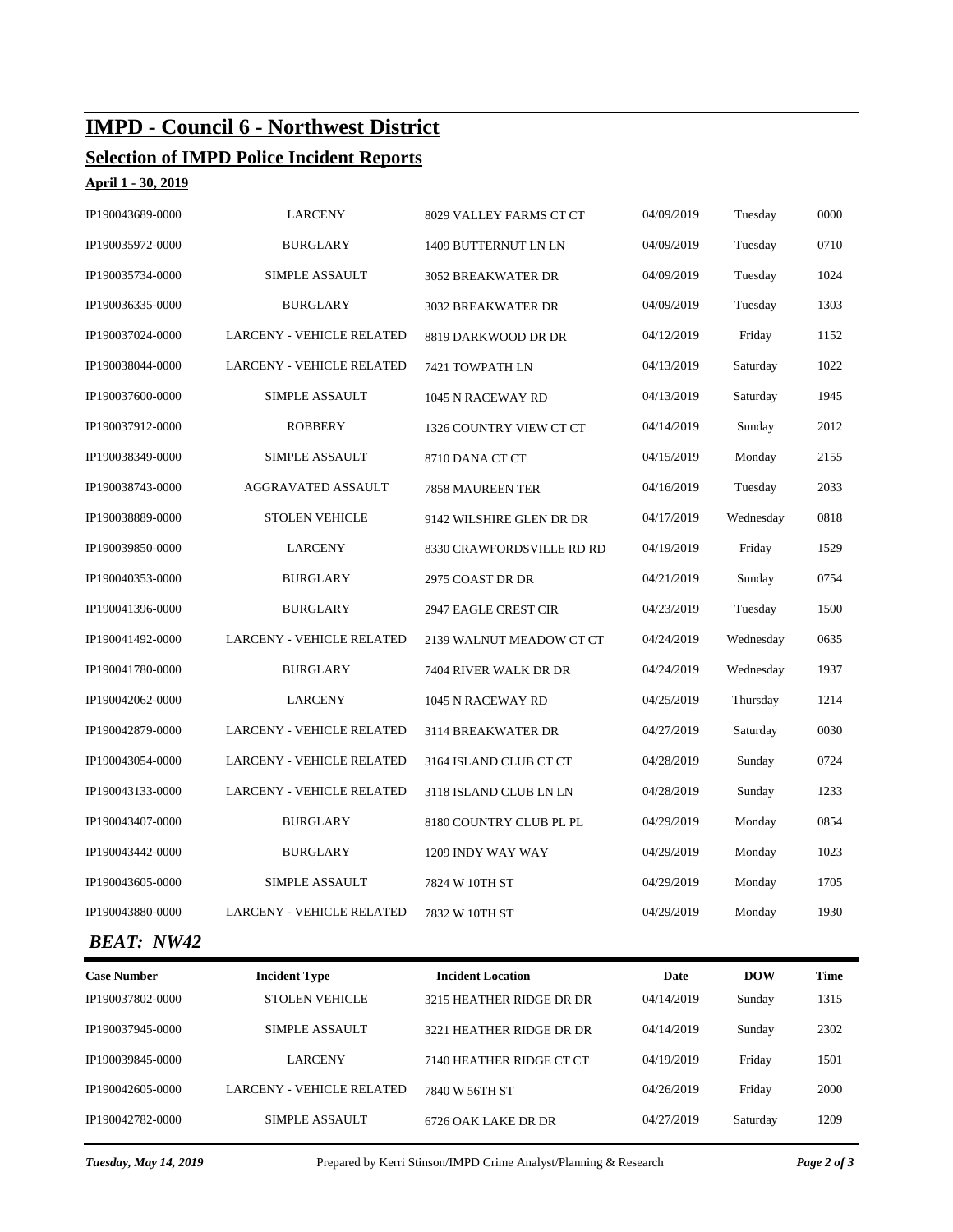# IMPD - Council 6 - Northwest District

## Selection of IMPD Police Incident Reports

**April 1 - 30, 2019**

| Case Number | Incident Type | Incident Location | Date | DOW | Time |
|---|---|---|---|---|---|
| IP190043689-0000 | LARCENY | 8029 VALLEY FARMS CT CT | 04/09/2019 | Tuesday | 0000 |
| IP190035972-0000 | BURGLARY | 1409 BUTTERNUT LN LN | 04/09/2019 | Tuesday | 0710 |
| IP190035734-0000 | SIMPLE ASSAULT | 3052 BREAKWATER DR | 04/09/2019 | Tuesday | 1024 |
| IP190036335-0000 | BURGLARY | 3032 BREAKWATER DR | 04/09/2019 | Tuesday | 1303 |
| IP190037024-0000 | LARCENY - VEHICLE RELATED | 8819 DARKWOOD DR DR | 04/12/2019 | Friday | 1152 |
| IP190038044-0000 | LARCENY - VEHICLE RELATED | 7421 TOWPATH LN | 04/13/2019 | Saturday | 1022 |
| IP190037600-0000 | SIMPLE ASSAULT | 1045 N RACEWAY RD | 04/13/2019 | Saturday | 1945 |
| IP190037912-0000 | ROBBERY | 1326 COUNTRY VIEW CT CT | 04/14/2019 | Sunday | 2012 |
| IP190038349-0000 | SIMPLE ASSAULT | 8710 DANA CT CT | 04/15/2019 | Monday | 2155 |
| IP190038743-0000 | AGGRAVATED ASSAULT | 7858 MAUREEN TER | 04/16/2019 | Tuesday | 2033 |
| IP190038889-0000 | STOLEN VEHICLE | 9142 WILSHIRE GLEN DR DR | 04/17/2019 | Wednesday | 0818 |
| IP190039850-0000 | LARCENY | 8330 CRAWFORDSVILLE RD RD | 04/19/2019 | Friday | 1529 |
| IP190040353-0000 | BURGLARY | 2975 COAST DR DR | 04/21/2019 | Sunday | 0754 |
| IP190041396-0000 | BURGLARY | 2947 EAGLE CREST CIR | 04/23/2019 | Tuesday | 1500 |
| IP190041492-0000 | LARCENY - VEHICLE RELATED | 2139 WALNUT MEADOW CT CT | 04/24/2019 | Wednesday | 0635 |
| IP190041780-0000 | BURGLARY | 7404 RIVER WALK DR DR | 04/24/2019 | Wednesday | 1937 |
| IP190042062-0000 | LARCENY | 1045 N RACEWAY RD | 04/25/2019 | Thursday | 1214 |
| IP190042879-0000 | LARCENY - VEHICLE RELATED | 3114 BREAKWATER DR | 04/27/2019 | Saturday | 0030 |
| IP190043054-0000 | LARCENY - VEHICLE RELATED | 3164 ISLAND CLUB CT CT | 04/28/2019 | Sunday | 0724 |
| IP190043133-0000 | LARCENY - VEHICLE RELATED | 3118 ISLAND CLUB LN LN | 04/28/2019 | Sunday | 1233 |
| IP190043407-0000 | BURGLARY | 8180 COUNTRY CLUB PL PL | 04/29/2019 | Monday | 0854 |
| IP190043442-0000 | BURGLARY | 1209 INDY WAY WAY | 04/29/2019 | Monday | 1023 |
| IP190043605-0000 | SIMPLE ASSAULT | 7824 W 10TH ST | 04/29/2019 | Monday | 1705 |
| IP190043880-0000 | LARCENY - VEHICLE RELATED | 7832 W 10TH ST | 04/29/2019 | Monday | 1930 |

### *BEAT: NW42*

| Case Number | Incident Type | Incident Location | Date | DOW | Time |
|---|---|---|---|---|---|
| IP190037802-0000 | STOLEN VEHICLE | 3215 HEATHER RIDGE DR DR | 04/14/2019 | Sunday | 1315 |
| IP190037945-0000 | SIMPLE ASSAULT | 3221 HEATHER RIDGE DR DR | 04/14/2019 | Sunday | 2302 |
| IP190039845-0000 | LARCENY | 7140 HEATHER RIDGE CT CT | 04/19/2019 | Friday | 1501 |
| IP190042605-0000 | LARCENY - VEHICLE RELATED | 7840 W 56TH ST | 04/26/2019 | Friday | 2000 |
| IP190042782-0000 | SIMPLE ASSAULT | 6726 OAK LAKE DR DR | 04/27/2019 | Saturday | 1209 |

*Tuesday, May 14, 2019* Prepared by Kerri Stinson/IMPD Crime Analyst/Planning & Research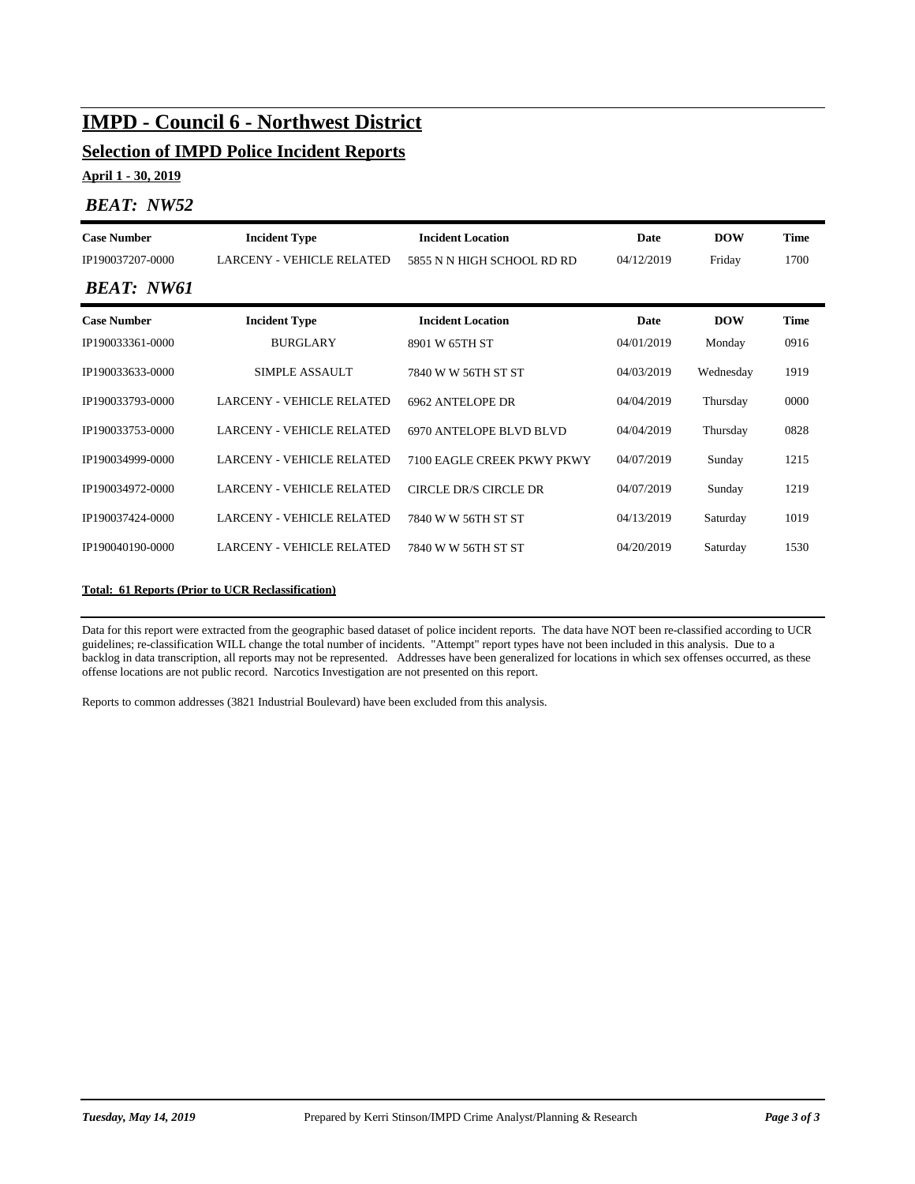# IMPD - Council 6 - Northwest District

## Selection of IMPD Police Incident Reports

**April 1 - 30, 2019**

### *BEAT: NW52*

| Case Number | Incident Type | Incident Location | Date | DOW | Time |
|---|---|---|---|---|---|
| IP190037207-0000 | LARCENY - VEHICLE RELATED | 5855 N N HIGH SCHOOL RD RD | 04/12/2019 | Friday | 1700 |

### *BEAT: NW61*

| Case Number | Incident Type | Incident Location | Date | DOW | Time |
|---|---|---|---|---|---|
| IP190033361-0000 | BURGLARY | 8901 W 65TH ST | 04/01/2019 | Monday | 0916 |
| IP190033633-0000 | SIMPLE ASSAULT | 7840 W W 56TH ST ST | 04/03/2019 | Wednesday | 1919 |
| IP190033793-0000 | LARCENY - VEHICLE RELATED | 6962 ANTELOPE DR | 04/04/2019 | Thursday | 0000 |
| IP190033753-0000 | LARCENY - VEHICLE RELATED | 6970 ANTELOPE BLVD BLVD | 04/04/2019 | Thursday | 0828 |
| IP190034999-0000 | LARCENY - VEHICLE RELATED | 7100 EAGLE CREEK PKWY PKWY | 04/07/2019 | Sunday | 1215 |
| IP190034972-0000 | LARCENY - VEHICLE RELATED | CIRCLE DR/S CIRCLE DR | 04/07/2019 | Sunday | 1219 |
| IP190037424-0000 | LARCENY - VEHICLE RELATED | 7840 W W 56TH ST ST | 04/13/2019 | Saturday | 1019 |
| IP190040190-0000 | LARCENY - VEHICLE RELATED | 7840 W W 56TH ST ST | 04/20/2019 | Saturday | 1530 |

**Total: 61 Reports (Prior to UCR Reclassification)**

Data for this report were extracted from the geographic based dataset of police incident reports. The data have NOT been re-classified according to UCR guidelines; re-classification WILL change the total number of incidents. "Attempt" report types have not been included in this analysis. Due to a backlog in data transcription, all reports may not be represented. Addresses have been generalized for locations in which sex offenses occurred, as these offense locations are not public record. Narcotics Investigation are not presented on this report.

Reports to common addresses (3821 Industrial Boulevard) have been excluded from this analysis.

*Tuesday, May 14, 2019* Prepared by Kerri Stinson/IMPD Crime Analyst/Planning & Research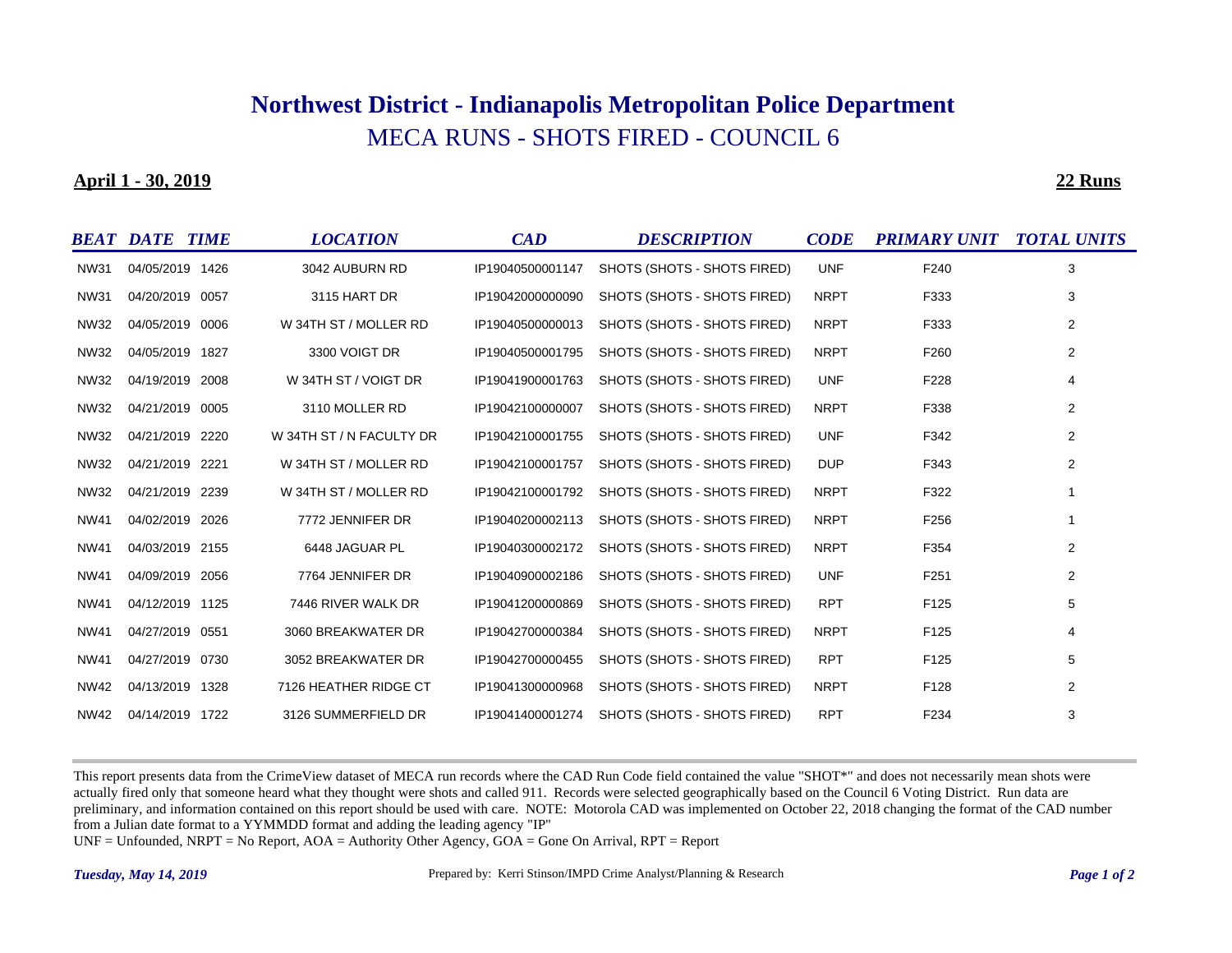# Northwest District - Indianapolis Metropolitan Police Department

## MECA RUNS - SHOTS FIRED - COUNCIL 6

**April 1 - 30, 2019** **22 Runs**

| BEAT | DATE | TIME | LOCATION | CAD | DESCRIPTION | CODE | PRIMARY UNIT | TOTAL UNITS |
|---|---|---|---|---|---|---|---|---|
| NW31 | 04/05/2019 | 1426 | 3042 AUBURN RD | IP19040500001147 | SHOTS (SHOTS - SHOTS FIRED) | UNF | F240 | 3 |
| NW31 | 04/20/2019 | 0057 | 3115 HART DR | IP19042000000090 | SHOTS (SHOTS - SHOTS FIRED) | NRPT | F333 | 3 |
| NW32 | 04/05/2019 | 0006 | W 34TH ST / MOLLER RD | IP19040500000013 | SHOTS (SHOTS - SHOTS FIRED) | NRPT | F333 | 2 |
| NW32 | 04/05/2019 | 1827 | 3300 VOIGT DR | IP19040500001795 | SHOTS (SHOTS - SHOTS FIRED) | NRPT | F260 | 2 |
| NW32 | 04/19/2019 | 2008 | W 34TH ST / VOIGT DR | IP19041900001763 | SHOTS (SHOTS - SHOTS FIRED) | UNF | F228 | 4 |
| NW32 | 04/21/2019 | 0005 | 3110 MOLLER RD | IP19042100000007 | SHOTS (SHOTS - SHOTS FIRED) | NRPT | F338 | 2 |
| NW32 | 04/21/2019 | 2220 | W 34TH ST / N FACULTY DR | IP19042100001755 | SHOTS (SHOTS - SHOTS FIRED) | UNF | F342 | 2 |
| NW32 | 04/21/2019 | 2221 | W 34TH ST / MOLLER RD | IP19042100001757 | SHOTS (SHOTS - SHOTS FIRED) | DUP | F343 | 2 |
| NW32 | 04/21/2019 | 2239 | W 34TH ST / MOLLER RD | IP19042100001792 | SHOTS (SHOTS - SHOTS FIRED) | NRPT | F322 | 1 |
| NW41 | 04/02/2019 | 2026 | 7772 JENNIFER DR | IP19040200002113 | SHOTS (SHOTS - SHOTS FIRED) | NRPT | F256 | 1 |
| NW41 | 04/03/2019 | 2155 | 6448 JAGUAR PL | IP19040300002172 | SHOTS (SHOTS - SHOTS FIRED) | NRPT | F354 | 2 |
| NW41 | 04/09/2019 | 2056 | 7764 JENNIFER DR | IP19040900002186 | SHOTS (SHOTS - SHOTS FIRED) | UNF | F251 | 2 |
| NW41 | 04/12/2019 | 1125 | 7446 RIVER WALK DR | IP19041200000869 | SHOTS (SHOTS - SHOTS FIRED) | RPT | F125 | 5 |
| NW41 | 04/27/2019 | 0551 | 3060 BREAKWATER DR | IP19042700000384 | SHOTS (SHOTS - SHOTS FIRED) | NRPT | F125 | 4 |
| NW41 | 04/27/2019 | 0730 | 3052 BREAKWATER DR | IP19042700000455 | SHOTS (SHOTS - SHOTS FIRED) | RPT | F125 | 5 |
| NW42 | 04/13/2019 | 1328 | 7126 HEATHER RIDGE CT | IP19041300000968 | SHOTS (SHOTS - SHOTS FIRED) | NRPT | F128 | 2 |
| NW42 | 04/14/2019 | 1722 | 3126 SUMMERFIELD DR | IP19041400001274 | SHOTS (SHOTS - SHOTS FIRED) | RPT | F234 | 3 |

This report presents data from the CrimeView dataset of MECA run records where the CAD Run Code field contained the value "SHOT*" and does not necessarily mean shots were actually fired only that someone heard what they thought were shots and called 911. Records were selected geographically based on the Council 6 Voting District. Run data are preliminary, and information contained on this report should be used with care. NOTE: Motorola CAD was implemented on October 22, 2018 changing the format of the CAD number from a Julian date format to a YYMMDD format and adding the leading agency "IP"

UNF = Unfounded, NRPT = No Report, AOA = Authority Other Agency, GOA = Gone On Arrival, RPT = Report

*Tuesday, May 14, 2019*

Prepared by: Kerri Stinson/IMPD Crime Analyst/Planning & Research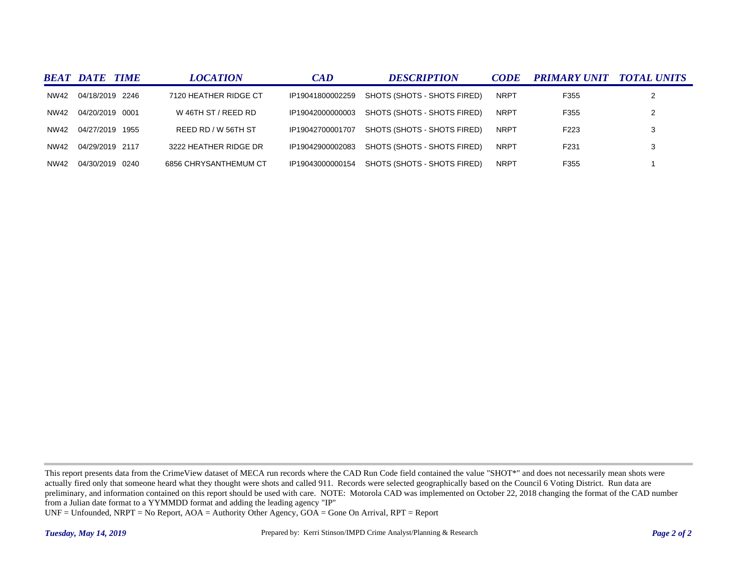| BEAT | DATE | TIME | LOCATION | CAD | DESCRIPTION | CODE | PRIMARY UNIT | TOTAL UNITS |
|---|---|---|---|---|---|---|---|---|
| NW42 | 04/18/2019 | 2246 | 7120 HEATHER RIDGE CT | IP19041800002259 | SHOTS (SHOTS - SHOTS FIRED) | NRPT | F355 | 2 |
| NW42 | 04/20/2019 | 0001 | W 46TH ST / REED RD | IP19042000000003 | SHOTS (SHOTS - SHOTS FIRED) | NRPT | F355 | 2 |
| NW42 | 04/27/2019 | 1955 | REED RD / W 56TH ST | IP19042700001707 | SHOTS (SHOTS - SHOTS FIRED) | NRPT | F223 | 3 |
| NW42 | 04/29/2019 | 2117 | 3222 HEATHER RIDGE DR | IP19042900002083 | SHOTS (SHOTS - SHOTS FIRED) | NRPT | F231 | 3 |
| NW42 | 04/30/2019 | 0240 | 6856 CHRYSANTHEMUM CT | IP19043000000154 | SHOTS (SHOTS - SHOTS FIRED) | NRPT | F355 | 1 |

This report presents data from the CrimeView dataset of MECA run records where the CAD Run Code field contained the value "SHOT*" and does not necessarily mean shots were actually fired only that someone heard what they thought were shots and called 911. Records were selected geographically based on the Council 6 Voting District. Run data are preliminary, and information contained on this report should be used with care. NOTE: Motorola CAD was implemented on October 22, 2018 changing the format of the CAD number from a Julian date format to a YYMMDD format and adding the leading agency "IP"

UNF = Unfounded, NRPT = No Report, AOA = Authority Other Agency, GOA = Gone On Arrival, RPT = Report

*Tuesday, May 14, 2019*

Prepared by: Kerri Stinson/IMPD Crime Analyst/Planning & Research